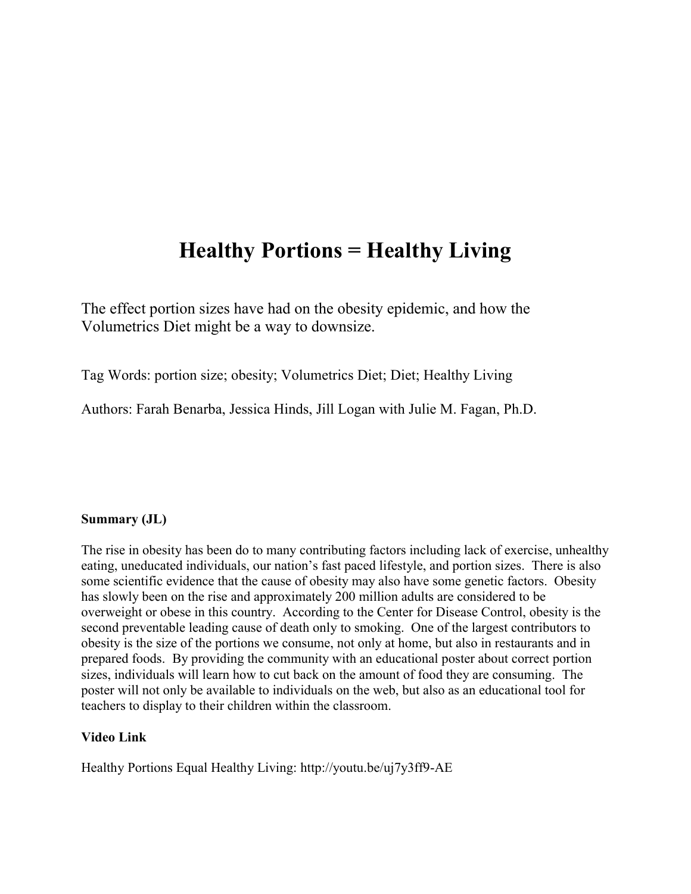# Healthy Portions = Healthy Living

The effect portion sizes have had on the obesity epidemic, and how the Volumetrics Diet might be a way to downsize.

Tag Words: portion size; obesity; Volumetrics Diet; Diet; Healthy Living

Authors: Farah Benarba, Jessica Hinds, Jill Logan with Julie M. Fagan, Ph.D.

**Summary (JL)**

The rise in obesity has been do to many contributing factors including lack of exercise, unhealthy eating, uneducated individuals, our nation's fast paced lifestyle, and portion sizes. There is also some scientific evidence that the cause of obesity may also have some genetic factors. Obesity has slowly been on the rise and approximately 200 million adults are considered to be overweight or obese in this country. According to the Center for Disease Control, obesity is the second preventable leading cause of death only to smoking. One of the largest contributors to obesity is the size of the portions we consume, not only at home, but also in restaurants and in prepared foods. By providing the community with an educational poster about correct portion sizes, individuals will learn how to cut back on the amount of food they are consuming. The poster will not only be available to individuals on the web, but also as an educational tool for teachers to display to their children within the classroom.

**Video Link**

Healthy Portions Equal Healthy Living: http://youtu.be/uj7y3ff9-AE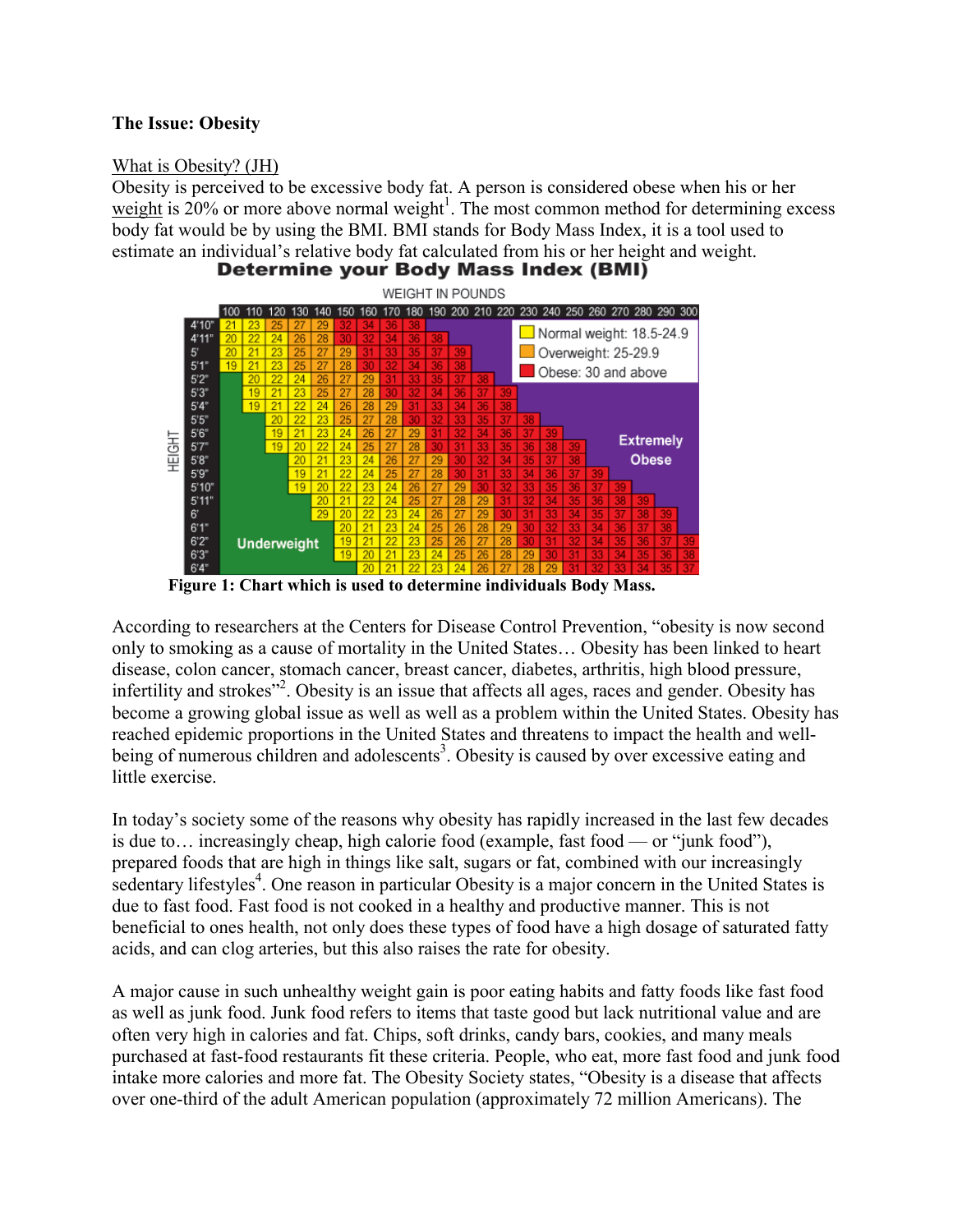**The Issue: Obesity**

What is Obesity? (JH)

Obesity is perceived to be excessive body fat. A person is considered obese when his or her weight is 20% or more above normal weight[1]. The most common method for determining excess body fat would be by using the BMI. BMI stands for Body Mass Index, it is a tool used to estimate an individual's relative body fat calculated from his or her height and weight.

**Figure 1: Chart which is used to determine individuals Body Mass.**

According to researchers at the Centers for Disease Control Prevention, "obesity is now second only to smoking as a cause of mortality in the United States… Obesity has been linked to heart disease, colon cancer, stomach cancer, breast cancer, diabetes, arthritis, high blood pressure, infertility and strokes"[2]. Obesity is an issue that affects all ages, races and gender. Obesity has become a growing global issue as well as well as a problem within the United States. Obesity has reached epidemic proportions in the United States and threatens to impact the health and well-being of numerous children and adolescents[3]. Obesity is caused by over excessive eating and little exercise.

In today's society some of the reasons why obesity has rapidly increased in the last few decades is due to… increasingly cheap, high calorie food (example, fast food — or "junk food"), prepared foods that are high in things like salt, sugars or fat, combined with our increasingly sedentary lifestyles[4]. One reason in particular Obesity is a major concern in the United States is due to fast food. Fast food is not cooked in a healthy and productive manner. This is not beneficial to ones health, not only does these types of food have a high dosage of saturated fatty acids, and can clog arteries, but this also raises the rate for obesity.

A major cause in such unhealthy weight gain is poor eating habits and fatty foods like fast food as well as junk food. Junk food refers to items that taste good but lack nutritional value and are often very high in calories and fat. Chips, soft drinks, candy bars, cookies, and many meals purchased at fast-food restaurants fit these criteria. People, who eat, more fast food and junk food intake more calories and more fat. The Obesity Society states, "Obesity is a disease that affects over one-third of the adult American population (approximately 72 million Americans). The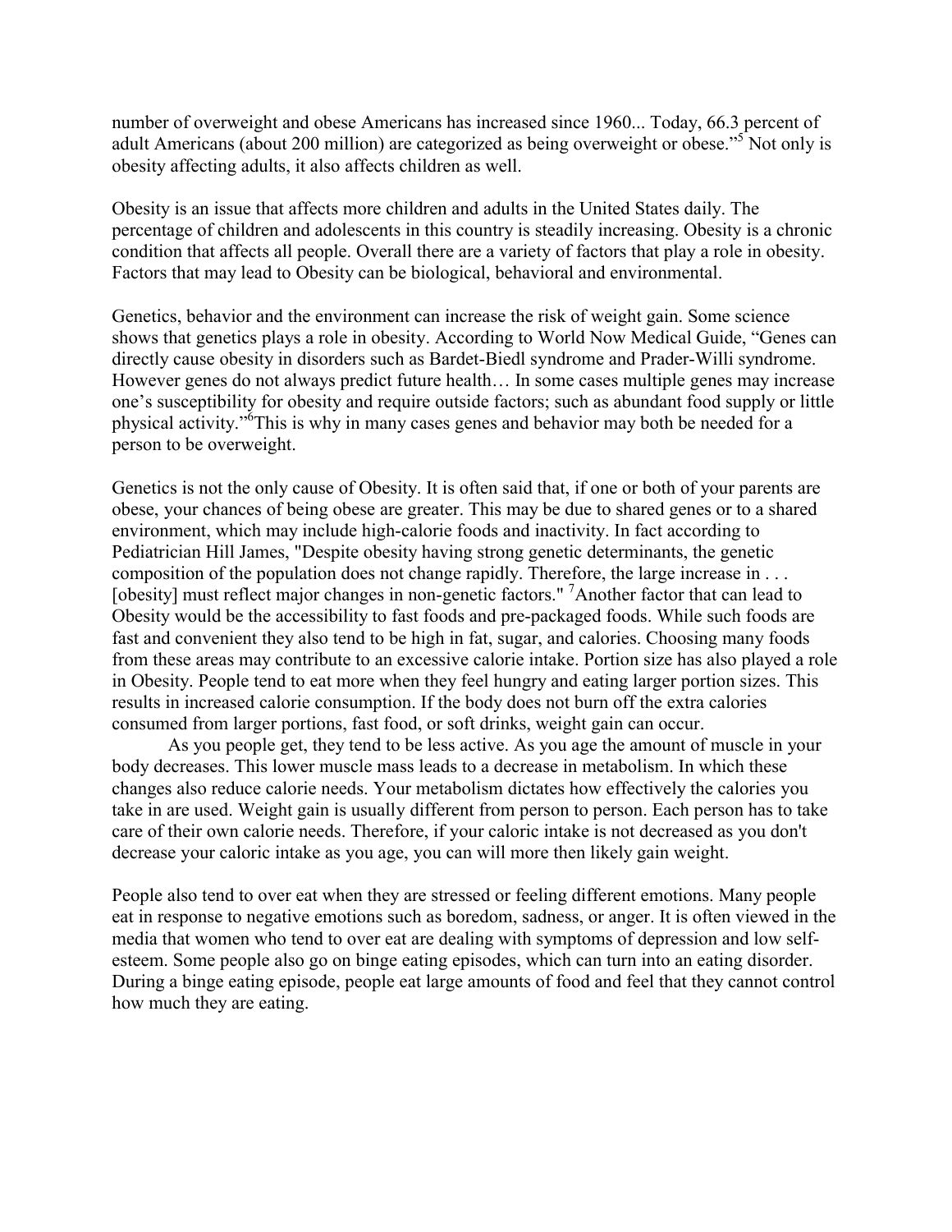number of overweight and obese Americans has increased since 1960... Today, 66.3 percent of adult Americans (about 200 million) are categorized as being overweight or obese."[5] Not only is obesity affecting adults, it also affects children as well.

Obesity is an issue that affects more children and adults in the United States daily. The percentage of children and adolescents in this country is steadily increasing. Obesity is a chronic condition that affects all people. Overall there are a variety of factors that play a role in obesity. Factors that may lead to Obesity can be biological, behavioral and environmental.

Genetics, behavior and the environment can increase the risk of weight gain. Some science shows that genetics plays a role in obesity. According to World Now Medical Guide, "Genes can directly cause obesity in disorders such as Bardet-Biedl syndrome and Prader-Willi syndrome. However genes do not always predict future health… In some cases multiple genes may increase one's susceptibility for obesity and require outside factors; such as abundant food supply or little physical activity."[6]This is why in many cases genes and behavior may both be needed for a person to be overweight.

Genetics is not the only cause of Obesity. It is often said that, if one or both of your parents are obese, your chances of being obese are greater. This may be due to shared genes or to a shared environment, which may include high-calorie foods and inactivity. In fact according to Pediatrician Hill James, "Despite obesity having strong genetic determinants, the genetic composition of the population does not change rapidly. Therefore, the large increase in . . . [obesity] must reflect major changes in non-genetic factors." [7]Another factor that can lead to Obesity would be the accessibility to fast foods and pre-packaged foods. While such foods are fast and convenient they also tend to be high in fat, sugar, and calories. Choosing many foods from these areas may contribute to an excessive calorie intake. Portion size has also played a role in Obesity. People tend to eat more when they feel hungry and eating larger portion sizes. This results in increased calorie consumption. If the body does not burn off the extra calories consumed from larger portions, fast food, or soft drinks, weight gain can occur.

As you people get, they tend to be less active. As you age the amount of muscle in your body decreases. This lower muscle mass leads to a decrease in metabolism. In which these changes also reduce calorie needs. Your metabolism dictates how effectively the calories you take in are used. Weight gain is usually different from person to person. Each person has to take care of their own calorie needs. Therefore, if your caloric intake is not decreased as you don't decrease your caloric intake as you age, you can will more then likely gain weight.

People also tend to over eat when they are stressed or feeling different emotions. Many people eat in response to negative emotions such as boredom, sadness, or anger. It is often viewed in the media that women who tend to over eat are dealing with symptoms of depression and low self-esteem. Some people also go on binge eating episodes, which can turn into an eating disorder. During a binge eating episode, people eat large amounts of food and feel that they cannot control how much they are eating.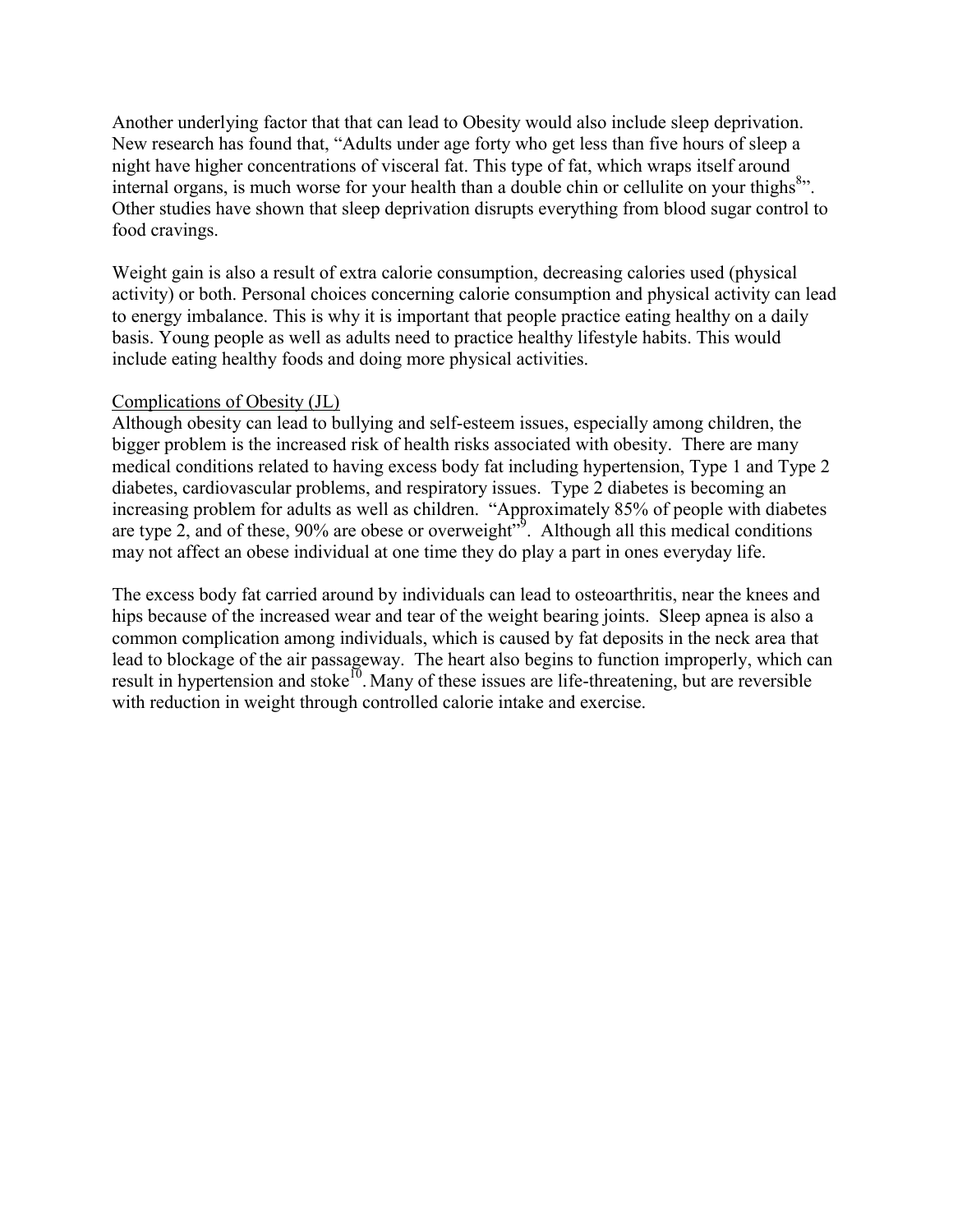Another underlying factor that that can lead to Obesity would also include sleep deprivation. New research has found that, "Adults under age forty who get less than five hours of sleep a night have higher concentrations of visceral fat. This type of fat, which wraps itself around internal organs, is much worse for your health than a double chin or cellulite on your thighs[8]". Other studies have shown that sleep deprivation disrupts everything from blood sugar control to food cravings.

Weight gain is also a result of extra calorie consumption, decreasing calories used (physical activity) or both. Personal choices concerning calorie consumption and physical activity can lead to energy imbalance. This is why it is important that people practice eating healthy on a daily basis. Young people as well as adults need to practice healthy lifestyle habits. This would include eating healthy foods and doing more physical activities.

<u>Complications of Obesity (JL)</u>

Although obesity can lead to bullying and self-esteem issues, especially among children, the bigger problem is the increased risk of health risks associated with obesity. There are many medical conditions related to having excess body fat including hypertension, Type 1 and Type 2 diabetes, cardiovascular problems, and respiratory issues. Type 2 diabetes is becoming an increasing problem for adults as well as children. "Approximately 85% of people with diabetes are type 2, and of these, 90% are obese or overweight"[9]. Although all this medical conditions may not affect an obese individual at one time they do play a part in ones everyday life.

The excess body fat carried around by individuals can lead to osteoarthritis, near the knees and hips because of the increased wear and tear of the weight bearing joints. Sleep apnea is also a common complication among individuals, which is caused by fat deposits in the neck area that lead to blockage of the air passageway. The heart also begins to function improperly, which can result in hypertension and stoke[10]. Many of these issues are life-threatening, but are reversible with reduction in weight through controlled calorie intake and exercise.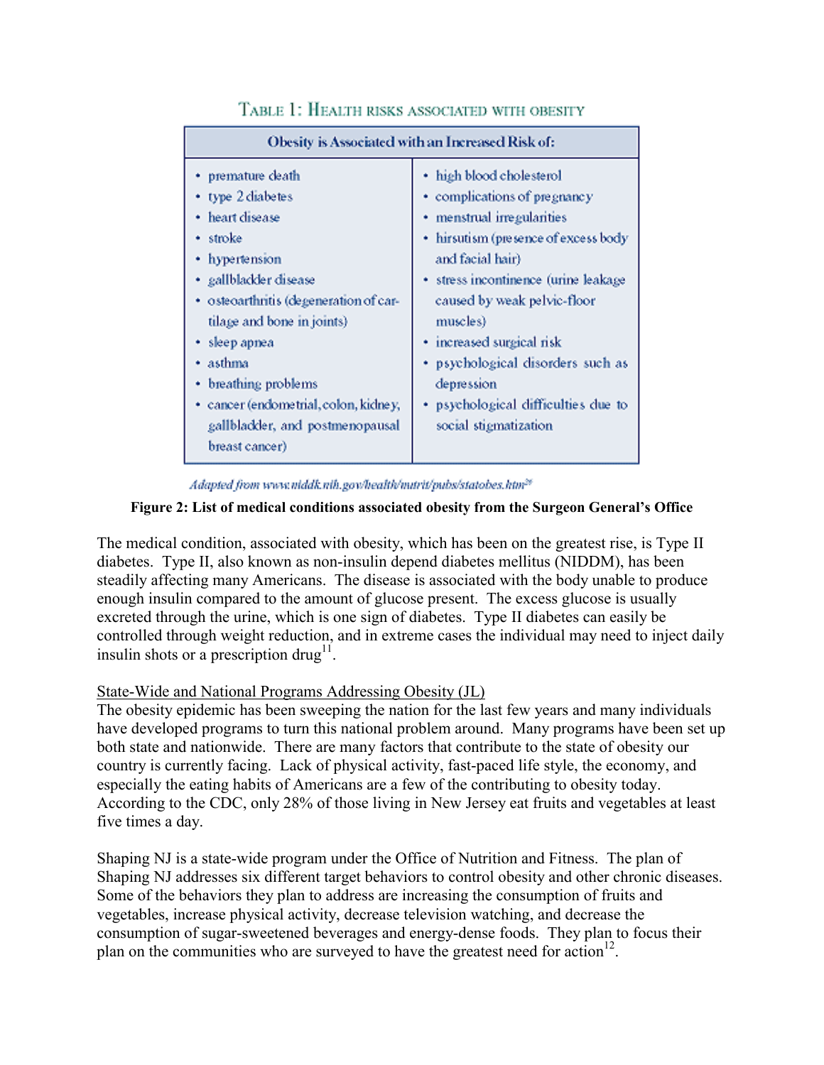TABLE 1: HEALTH RISKS ASSOCIATED WITH OBESITY

| Obesity is Associated with an Increased Risk of: | |
|---|---|
| • premature death<br>• type 2 diabetes<br>• heart disease<br>• stroke<br>• hypertension<br>• gallbladder disease<br>• osteoarthritis (degeneration of cartilage and bone in joints)<br>• sleep apnea<br>• asthma<br>• breathing problems<br>• cancer (endometrial, colon, kidney, gallbladder, and postmenopausal breast cancer) | • high blood cholesterol<br>• complications of pregnancy<br>• menstrual irregularities<br>• hirsutism (presence of excess body and facial hair)<br>• stress incontinence (urine leakage caused by weak pelvic-floor muscles)<br>• increased surgical risk<br>• psychological disorders such as depression<br>• psychological difficulties due to social stigmatization |

*Adapted from www.niddk.nih.gov/health/nutrit/pubs/statobes.htm*[28]

**Figure 2: List of medical conditions associated obesity from the Surgeon General's Office**

The medical condition, associated with obesity, which has been on the greatest rise, is Type II diabetes. Type II, also known as non-insulin depend diabetes mellitus (NIDDM), has been steadily affecting many Americans. The disease is associated with the body unable to produce enough insulin compared to the amount of glucose present. The excess glucose is usually excreted through the urine, which is one sign of diabetes. Type II diabetes can easily be controlled through weight reduction, and in extreme cases the individual may need to inject daily insulin shots or a prescription drug[11].

State-Wide and National Programs Addressing Obesity (JL)

The obesity epidemic has been sweeping the nation for the last few years and many individuals have developed programs to turn this national problem around. Many programs have been set up both state and nationwide. There are many factors that contribute to the state of obesity our country is currently facing. Lack of physical activity, fast-paced life style, the economy, and especially the eating habits of Americans are a few of the contributing to obesity today. According to the CDC, only 28% of those living in New Jersey eat fruits and vegetables at least five times a day.

Shaping NJ is a state-wide program under the Office of Nutrition and Fitness. The plan of Shaping NJ addresses six different target behaviors to control obesity and other chronic diseases. Some of the behaviors they plan to address are increasing the consumption of fruits and vegetables, increase physical activity, decrease television watching, and decrease the consumption of sugar-sweetened beverages and energy-dense foods. They plan to focus their plan on the communities who are surveyed to have the greatest need for action[12].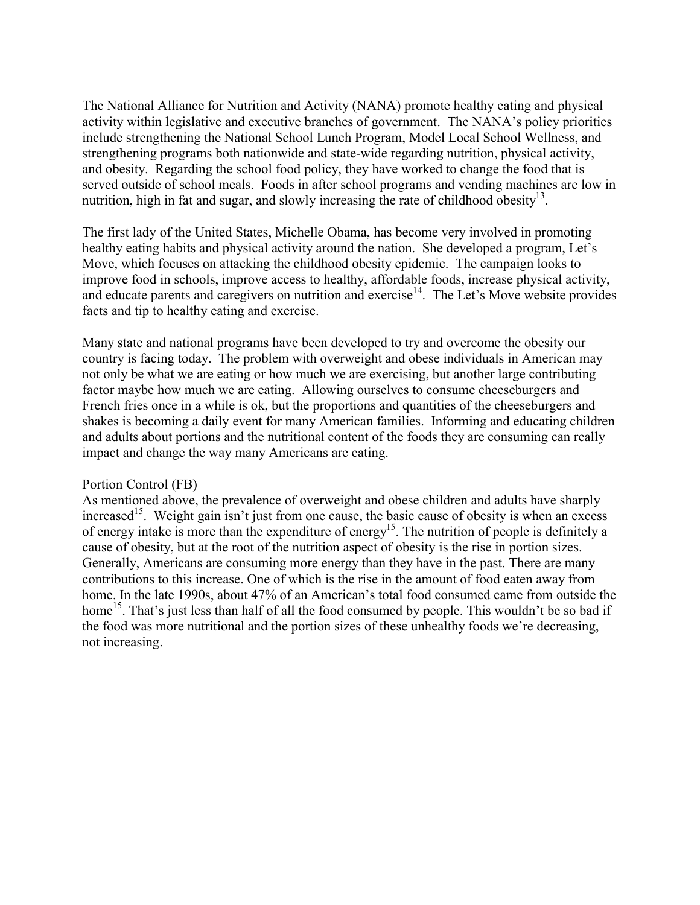The National Alliance for Nutrition and Activity (NANA) promote healthy eating and physical activity within legislative and executive branches of government. The NANA's policy priorities include strengthening the National School Lunch Program, Model Local School Wellness, and strengthening programs both nationwide and state-wide regarding nutrition, physical activity, and obesity. Regarding the school food policy, they have worked to change the food that is served outside of school meals. Foods in after school programs and vending machines are low in nutrition, high in fat and sugar, and slowly increasing the rate of childhood obesity[13].

The first lady of the United States, Michelle Obama, has become very involved in promoting healthy eating habits and physical activity around the nation. She developed a program, Let's Move, which focuses on attacking the childhood obesity epidemic. The campaign looks to improve food in schools, improve access to healthy, affordable foods, increase physical activity, and educate parents and caregivers on nutrition and exercise[14]. The Let's Move website provides facts and tip to healthy eating and exercise.

Many state and national programs have been developed to try and overcome the obesity our country is facing today. The problem with overweight and obese individuals in American may not only be what we are eating or how much we are exercising, but another large contributing factor maybe how much we are eating. Allowing ourselves to consume cheeseburgers and French fries once in a while is ok, but the proportions and quantities of the cheeseburgers and shakes is becoming a daily event for many American families. Informing and educating children and adults about portions and the nutritional content of the foods they are consuming can really impact and change the way many Americans are eating.

<u>Portion Control (FB)</u>

As mentioned above, the prevalence of overweight and obese children and adults have sharply increased[15]. Weight gain isn't just from one cause, the basic cause of obesity is when an excess of energy intake is more than the expenditure of energy[15]. The nutrition of people is definitely a cause of obesity, but at the root of the nutrition aspect of obesity is the rise in portion sizes. Generally, Americans are consuming more energy than they have in the past. There are many contributions to this increase. One of which is the rise in the amount of food eaten away from home. In the late 1990s, about 47% of an American's total food consumed came from outside the home[15]. That's just less than half of all the food consumed by people. This wouldn't be so bad if the food was more nutritional and the portion sizes of these unhealthy foods we're decreasing, not increasing.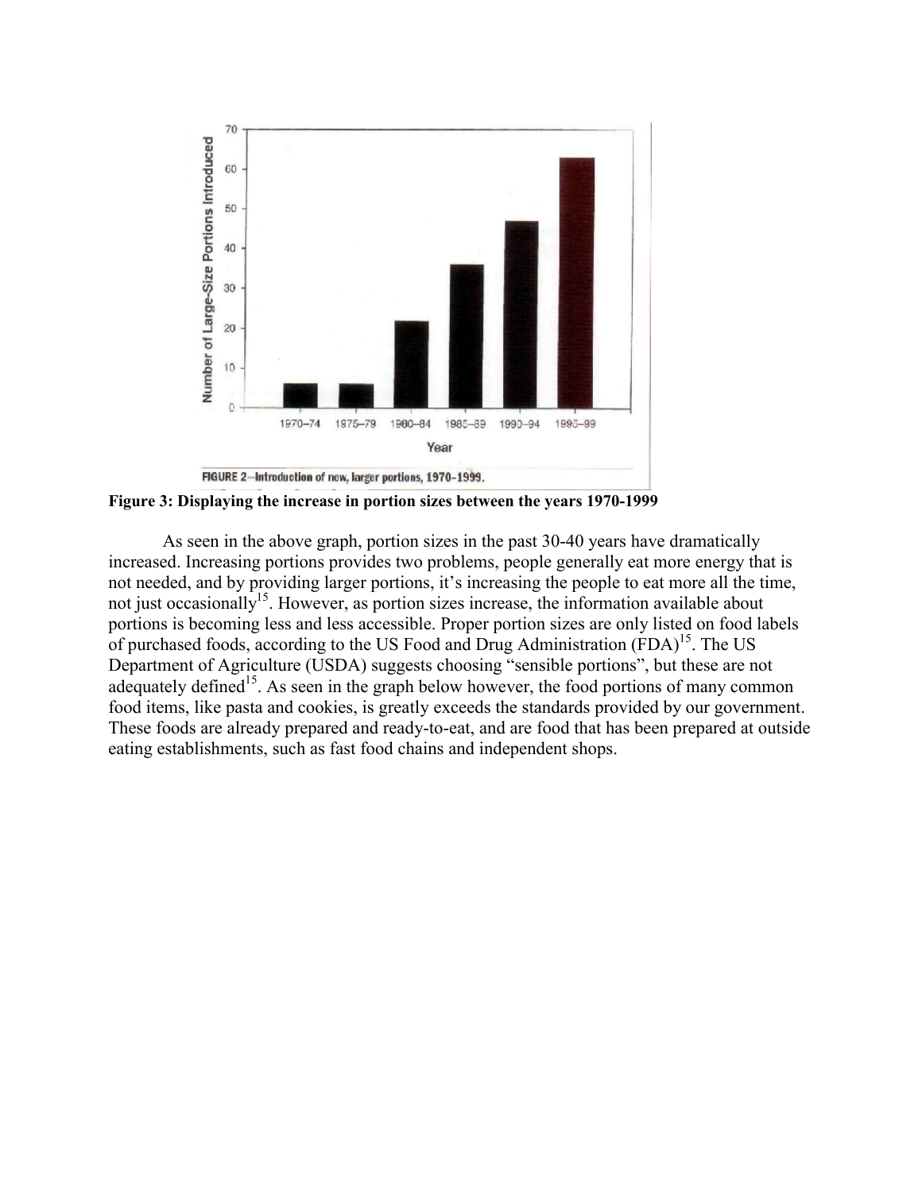**Figure 3: Displaying the increase in portion sizes between the years 1970-1999**

As seen in the above graph, portion sizes in the past 30-40 years have dramatically increased. Increasing portions provides two problems, people generally eat more energy that is not needed, and by providing larger portions, it's increasing the people to eat more all the time, not just occasionally[15]. However, as portion sizes increase, the information available about portions is becoming less and less accessible. Proper portion sizes are only listed on food labels of purchased foods, according to the US Food and Drug Administration (FDA)[15]. The US Department of Agriculture (USDA) suggests choosing "sensible portions", but these are not adequately defined[15]. As seen in the graph below however, the food portions of many common food items, like pasta and cookies, is greatly exceeds the standards provided by our government. These foods are already prepared and ready-to-eat, and are food that has been prepared at outside eating establishments, such as fast food chains and independent shops.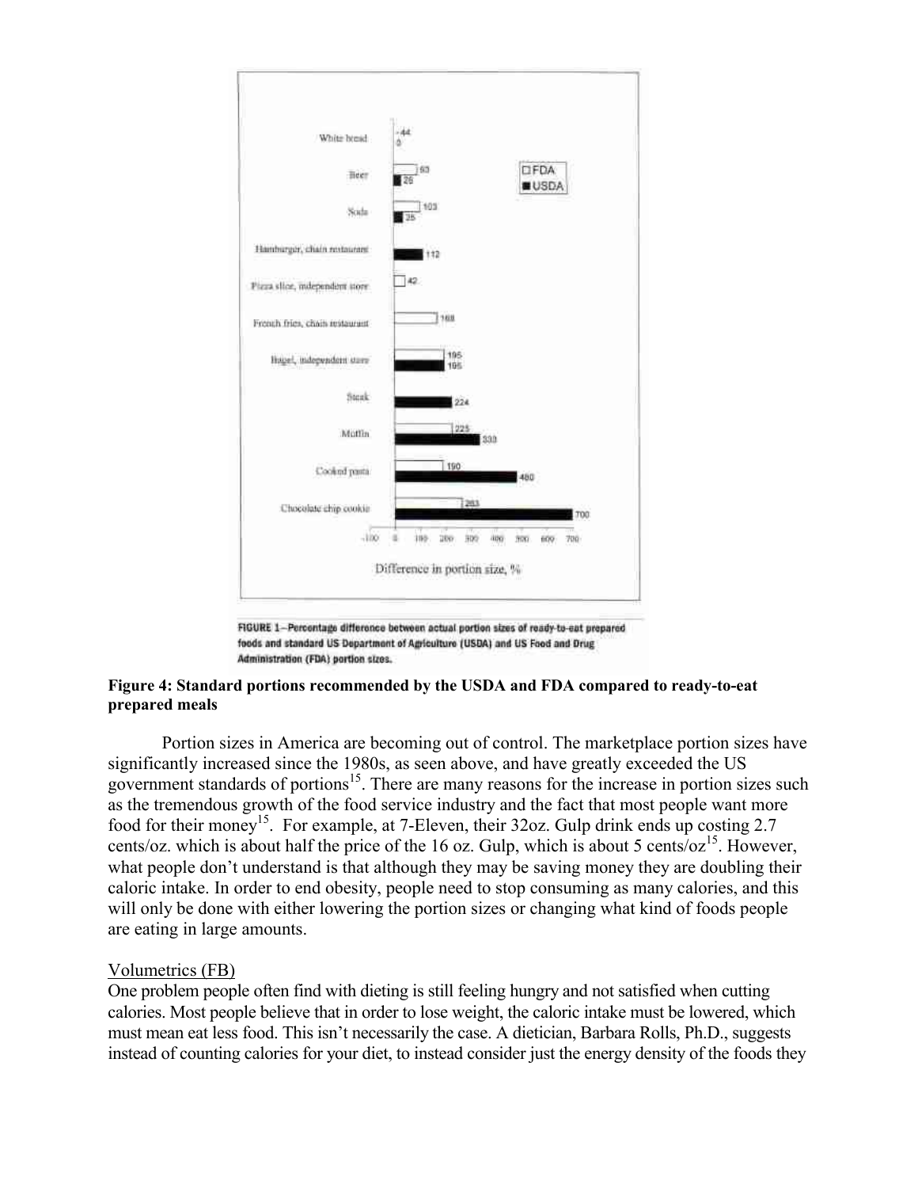White bread
Beer
Soda
Hamburger, chain restaurant
Pizza slice, independent store
French fries, chain restaurant
Bagel, independent store
Steak
Muffin
Cooked pasta
Chocolate chip cookie

FIGURE 1—Percentage difference between actual portion sizes of ready-to-eat prepared foods and standard US Department of Agriculture (USDA) and US Food and Drug Administration (FDA) portion sizes.

**Figure 4: Standard portions recommended by the USDA and FDA compared to ready-to-eat prepared meals**

Portion sizes in America are becoming out of control. The marketplace portion sizes have significantly increased since the 1980s, as seen above, and have greatly exceeded the US government standards of portions[15]. There are many reasons for the increase in portion sizes such as the tremendous growth of the food service industry and the fact that most people want more food for their money[15]. For example, at 7-Eleven, their 32oz. Gulp drink ends up costing 2.7 cents/oz. which is about half the price of the 16 oz. Gulp, which is about 5 cents/oz[15]. However, what people don't understand is that although they may be saving money they are doubling their caloric intake. In order to end obesity, people need to stop consuming as many calories, and this will only be done with either lowering the portion sizes or changing what kind of foods people are eating in large amounts.

Volumetrics (FB)

One problem people often find with dieting is still feeling hungry and not satisfied when cutting calories. Most people believe that in order to lose weight, the caloric intake must be lowered, which must mean eat less food. This isn't necessarily the case. A dietician, Barbara Rolls, Ph.D., suggests instead of counting calories for your diet, to instead consider just the energy density of the foods they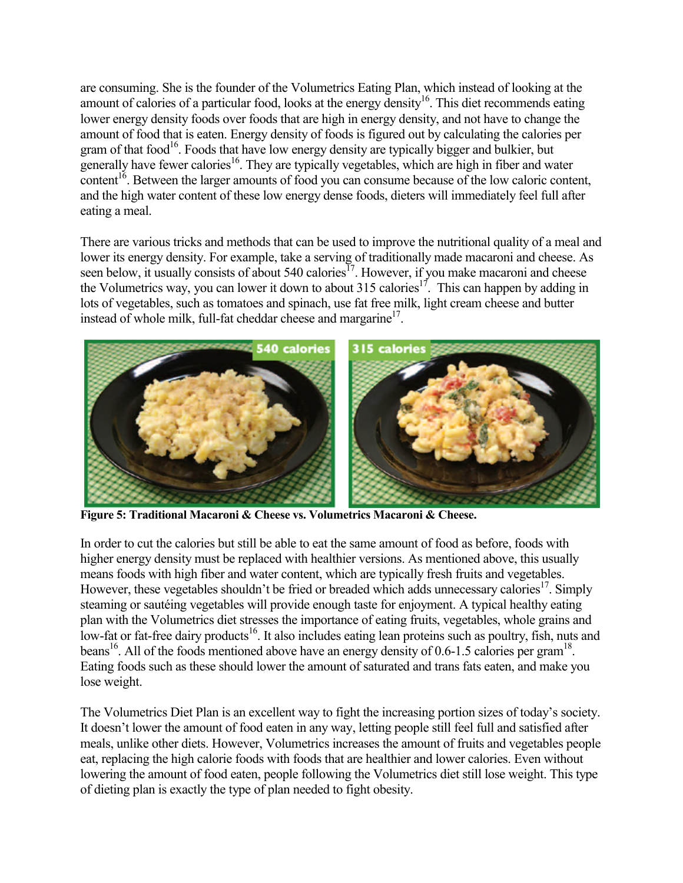are consuming. She is the founder of the Volumetrics Eating Plan, which instead of looking at the amount of calories of a particular food, looks at the energy density[16]. This diet recommends eating lower energy density foods over foods that are high in energy density, and not have to change the amount of food that is eaten. Energy density of foods is figured out by calculating the calories per gram of that food[16]. Foods that have low energy density are typically bigger and bulkier, but generally have fewer calories[16]. They are typically vegetables, which are high in fiber and water content[16]. Between the larger amounts of food you can consume because of the low caloric content, and the high water content of these low energy dense foods, dieters will immediately feel full after eating a meal.

There are various tricks and methods that can be used to improve the nutritional quality of a meal and lower its energy density. For example, take a serving of traditionally made macaroni and cheese. As seen below, it usually consists of about 540 calories[17]. However, if you make macaroni and cheese the Volumetrics way, you can lower it down to about 315 calories[17]. This can happen by adding in lots of vegetables, such as tomatoes and spinach, use fat free milk, light cream cheese and butter instead of whole milk, full-fat cheddar cheese and margarine[17].

**Figure 5: Traditional Macaroni & Cheese vs. Volumetrics Macaroni & Cheese.**

In order to cut the calories but still be able to eat the same amount of food as before, foods with higher energy density must be replaced with healthier versions. As mentioned above, this usually means foods with high fiber and water content, which are typically fresh fruits and vegetables. However, these vegetables shouldn't be fried or breaded which adds unnecessary calories[17]. Simply steaming or sautéing vegetables will provide enough taste for enjoyment. A typical healthy eating plan with the Volumetrics diet stresses the importance of eating fruits, vegetables, whole grains and low-fat or fat-free dairy products[16]. It also includes eating lean proteins such as poultry, fish, nuts and beans[16]. All of the foods mentioned above have an energy density of 0.6-1.5 calories per gram[18]. Eating foods such as these should lower the amount of saturated and trans fats eaten, and make you lose weight.

The Volumetrics Diet Plan is an excellent way to fight the increasing portion sizes of today's society. It doesn't lower the amount of food eaten in any way, letting people still feel full and satisfied after meals, unlike other diets. However, Volumetrics increases the amount of fruits and vegetables people eat, replacing the high calorie foods with foods that are healthier and lower calories. Even without lowering the amount of food eaten, people following the Volumetrics diet still lose weight. This type of dieting plan is exactly the type of plan needed to fight obesity.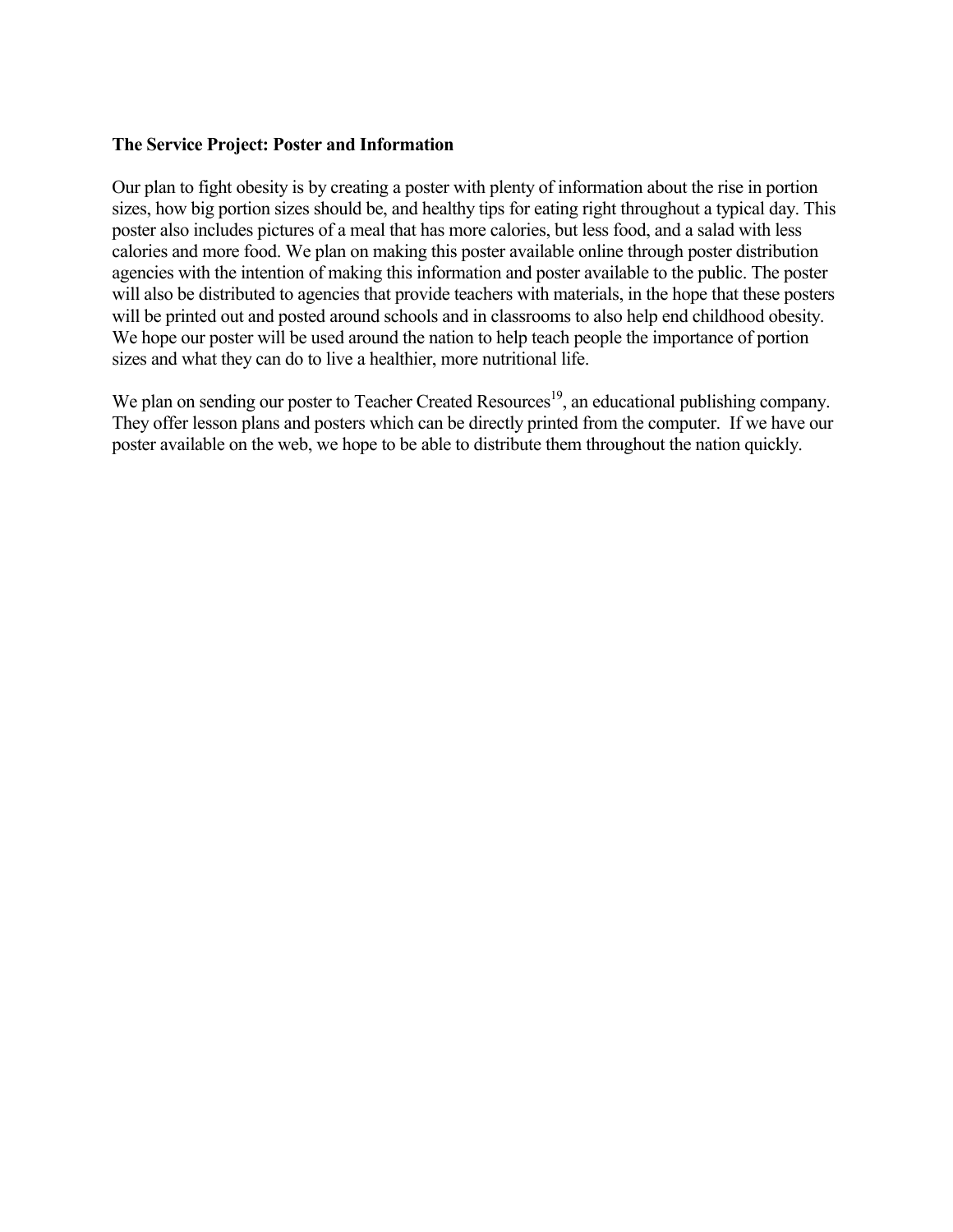**The Service Project: Poster and Information**

Our plan to fight obesity is by creating a poster with plenty of information about the rise in portion sizes, how big portion sizes should be, and healthy tips for eating right throughout a typical day. This poster also includes pictures of a meal that has more calories, but less food, and a salad with less calories and more food. We plan on making this poster available online through poster distribution agencies with the intention of making this information and poster available to the public. The poster will also be distributed to agencies that provide teachers with materials, in the hope that these posters will be printed out and posted around schools and in classrooms to also help end childhood obesity. We hope our poster will be used around the nation to help teach people the importance of portion sizes and what they can do to live a healthier, more nutritional life.

We plan on sending our poster to Teacher Created Resources[19], an educational publishing company. They offer lesson plans and posters which can be directly printed from the computer. If we have our poster available on the web, we hope to be able to distribute them throughout the nation quickly.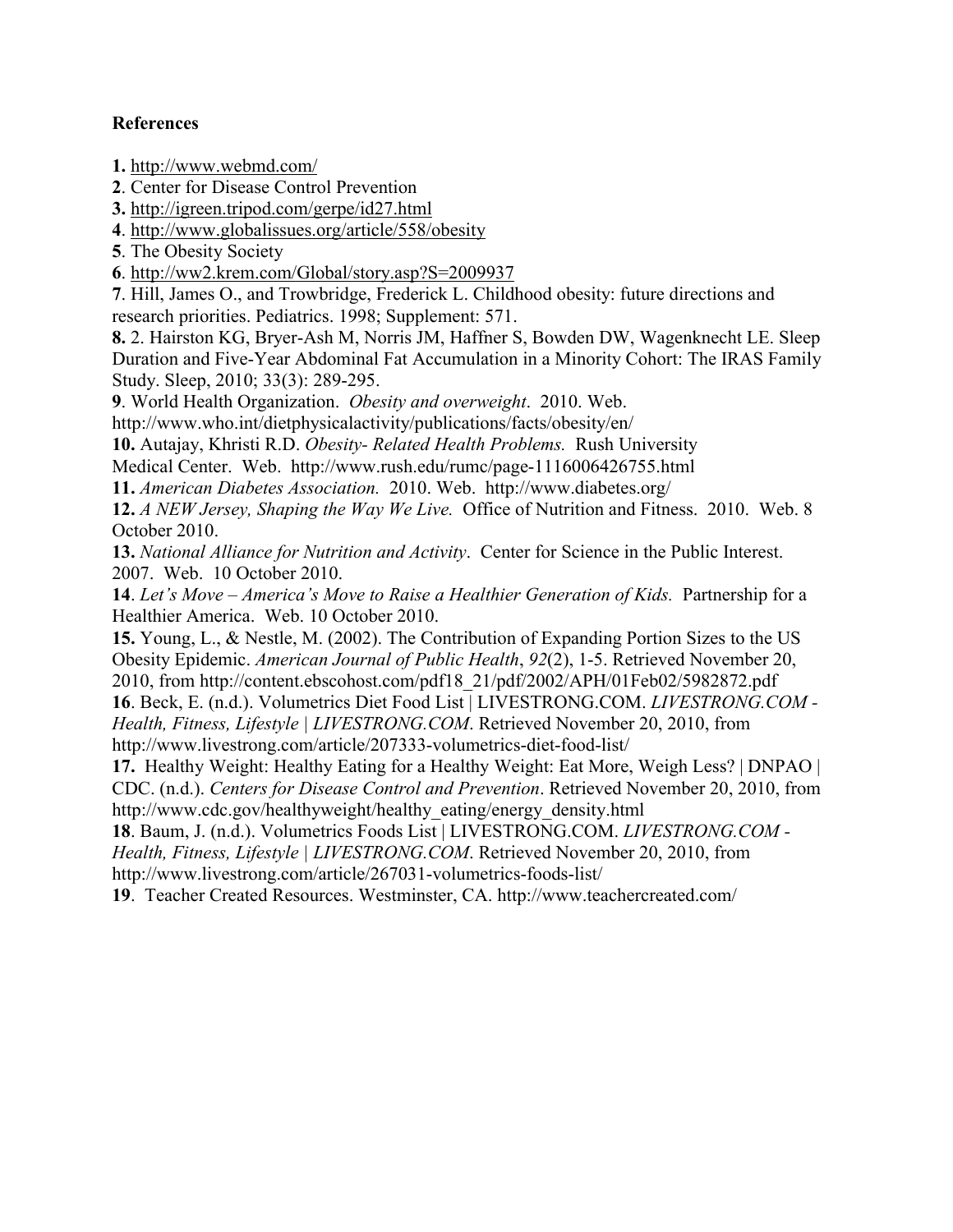**References**

**1.** http://www.webmd.com/
**2**. Center for Disease Control Prevention
**3.** http://igreen.tripod.com/gerpe/id27.html
**4**. http://www.globalissues.org/article/558/obesity
**5**. The Obesity Society
**6**. http://ww2.krem.com/Global/story.asp?S=2009937
**7**. Hill, James O., and Trowbridge, Frederick L. Childhood obesity: future directions and research priorities. Pediatrics. 1998; Supplement: 571.
**8.** 2. Hairston KG, Bryer-Ash M, Norris JM, Haffner S, Bowden DW, Wagenknecht LE. Sleep Duration and Five-Year Abdominal Fat Accumulation in a Minority Cohort: The IRAS Family Study. Sleep, 2010; 33(3): 289-295.
**9**. World Health Organization. *Obesity and overweight*. 2010. Web. http://www.who.int/dietphysicalactivity/publications/facts/obesity/en/
**10.** Autajay, Khristi R.D. *Obesity- Related Health Problems.* Rush University Medical Center. Web. http://www.rush.edu/rumc/page-1116006426755.html
**11.** *American Diabetes Association.* 2010. Web. http://www.diabetes.org/
**12.** *A NEW Jersey, Shaping the Way We Live.* Office of Nutrition and Fitness. 2010. Web. 8 October 2010.
**13.** *National Alliance for Nutrition and Activity*. Center for Science in the Public Interest. 2007. Web. 10 October 2010.
**14**. *Let's Move – America's Move to Raise a Healthier Generation of Kids.* Partnership for a Healthier America. Web. 10 October 2010.
**15.** Young, L., & Nestle, M. (2002). The Contribution of Expanding Portion Sizes to the US Obesity Epidemic. *American Journal of Public Health*, *92*(2), 1-5. Retrieved November 20, 2010, from http://content.ebscohost.com/pdf18_21/pdf/2002/APH/01Feb02/5982872.pdf
**16**. Beck, E. (n.d.). Volumetrics Diet Food List | LIVESTRONG.COM. *LIVESTRONG.COM - Health, Fitness, Lifestyle | LIVESTRONG.COM*. Retrieved November 20, 2010, from http://www.livestrong.com/article/207333-volumetrics-diet-food-list/
**17.** Healthy Weight: Healthy Eating for a Healthy Weight: Eat More, Weigh Less? | DNPAO | CDC. (n.d.). *Centers for Disease Control and Prevention*. Retrieved November 20, 2010, from http://www.cdc.gov/healthyweight/healthy_eating/energy_density.html
**18**. Baum, J. (n.d.). Volumetrics Foods List | LIVESTRONG.COM. *LIVESTRONG.COM - Health, Fitness, Lifestyle | LIVESTRONG.COM*. Retrieved November 20, 2010, from http://www.livestrong.com/article/267031-volumetrics-foods-list/
**19**. Teacher Created Resources. Westminster, CA. http://www.teachercreated.com/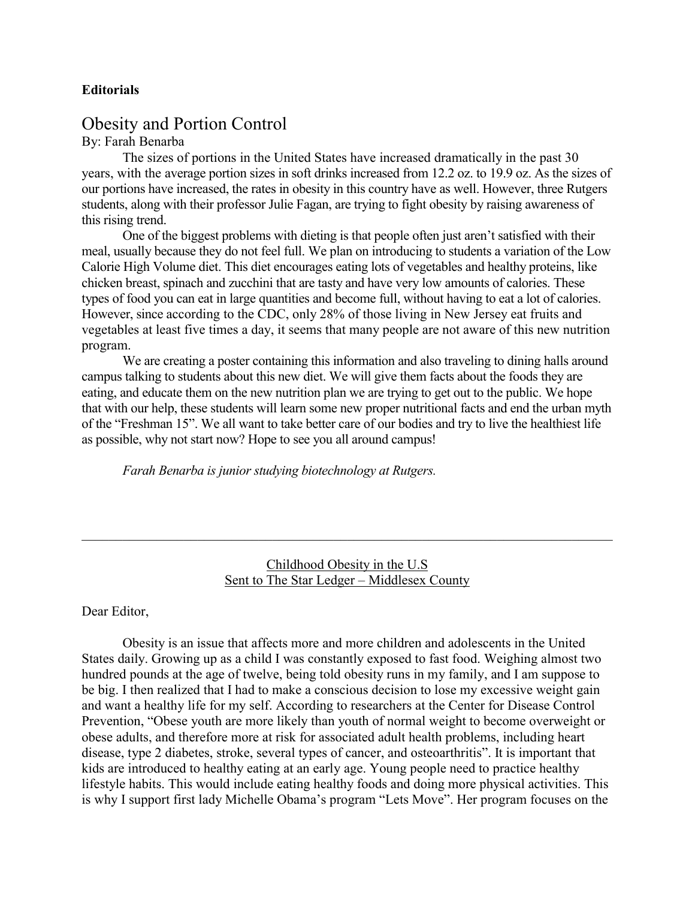**Editorials**

# Obesity and Portion Control

By: Farah Benarba

The sizes of portions in the United States have increased dramatically in the past 30 years, with the average portion sizes in soft drinks increased from 12.2 oz. to 19.9 oz. As the sizes of our portions have increased, the rates in obesity in this country have as well. However, three Rutgers students, along with their professor Julie Fagan, are trying to fight obesity by raising awareness of this rising trend.

One of the biggest problems with dieting is that people often just aren't satisfied with their meal, usually because they do not feel full. We plan on introducing to students a variation of the Low Calorie High Volume diet. This diet encourages eating lots of vegetables and healthy proteins, like chicken breast, spinach and zucchini that are tasty and have very low amounts of calories. These types of food you can eat in large quantities and become full, without having to eat a lot of calories. However, since according to the CDC, only 28% of those living in New Jersey eat fruits and vegetables at least five times a day, it seems that many people are not aware of this new nutrition program.

We are creating a poster containing this information and also traveling to dining halls around campus talking to students about this new diet. We will give them facts about the foods they are eating, and educate them on the new nutrition plan we are trying to get out to the public. We hope that with our help, these students will learn some new proper nutritional facts and end the urban myth of the "Freshman 15". We all want to take better care of our bodies and try to live the healthiest life as possible, why not start now? Hope to see you all around campus!

*Farah Benarba is junior studying biotechnology at Rutgers.*

---

<u>Childhood Obesity in the U.S</u>
<u>Sent to The Star Ledger – Middlesex County</u>

Dear Editor,

Obesity is an issue that affects more and more children and adolescents in the United States daily. Growing up as a child I was constantly exposed to fast food. Weighing almost two hundred pounds at the age of twelve, being told obesity runs in my family, and I am suppose to be big. I then realized that I had to make a conscious decision to lose my excessive weight gain and want a healthy life for my self. According to researchers at the Center for Disease Control Prevention, "Obese youth are more likely than youth of normal weight to become overweight or obese adults, and therefore more at risk for associated adult health problems, including heart disease, type 2 diabetes, stroke, several types of cancer, and osteoarthritis". It is important that kids are introduced to healthy eating at an early age. Young people need to practice healthy lifestyle habits. This would include eating healthy foods and doing more physical activities. This is why I support first lady Michelle Obama's program "Lets Move". Her program focuses on the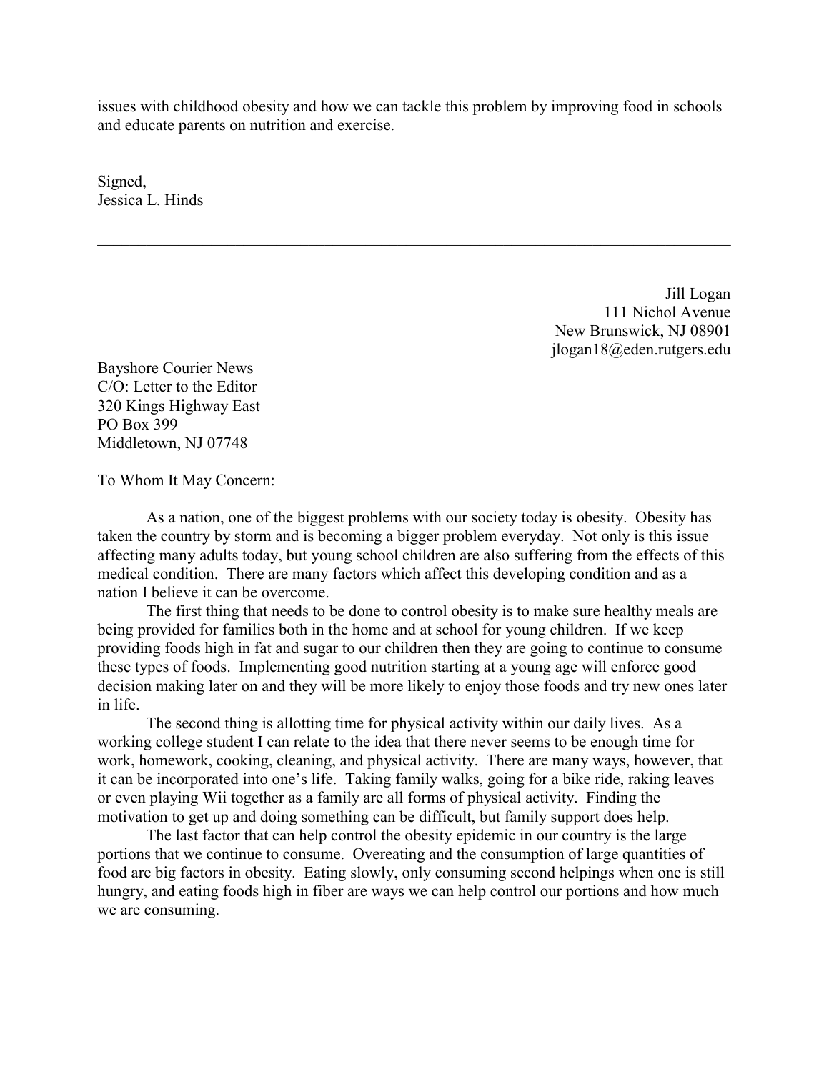issues with childhood obesity and how we can tackle this problem by improving food in schools and educate parents on nutrition and exercise.

Signed,
Jessica L. Hinds

---

Jill Logan
111 Nichol Avenue
New Brunswick, NJ 08901
jlogan18@eden.rutgers.edu

Bayshore Courier News
C/O: Letter to the Editor
320 Kings Highway East
PO Box 399
Middletown, NJ 07748

To Whom It May Concern:

As a nation, one of the biggest problems with our society today is obesity. Obesity has taken the country by storm and is becoming a bigger problem everyday. Not only is this issue affecting many adults today, but young school children are also suffering from the effects of this medical condition. There are many factors which affect this developing condition and as a nation I believe it can be overcome.

The first thing that needs to be done to control obesity is to make sure healthy meals are being provided for families both in the home and at school for young children. If we keep providing foods high in fat and sugar to our children then they are going to continue to consume these types of foods. Implementing good nutrition starting at a young age will enforce good decision making later on and they will be more likely to enjoy those foods and try new ones later in life.

The second thing is allotting time for physical activity within our daily lives. As a working college student I can relate to the idea that there never seems to be enough time for work, homework, cooking, cleaning, and physical activity. There are many ways, however, that it can be incorporated into one's life. Taking family walks, going for a bike ride, raking leaves or even playing Wii together as a family are all forms of physical activity. Finding the motivation to get up and doing something can be difficult, but family support does help.

The last factor that can help control the obesity epidemic in our country is the large portions that we continue to consume. Overeating and the consumption of large quantities of food are big factors in obesity. Eating slowly, only consuming second helpings when one is still hungry, and eating foods high in fiber are ways we can help control our portions and how much we are consuming.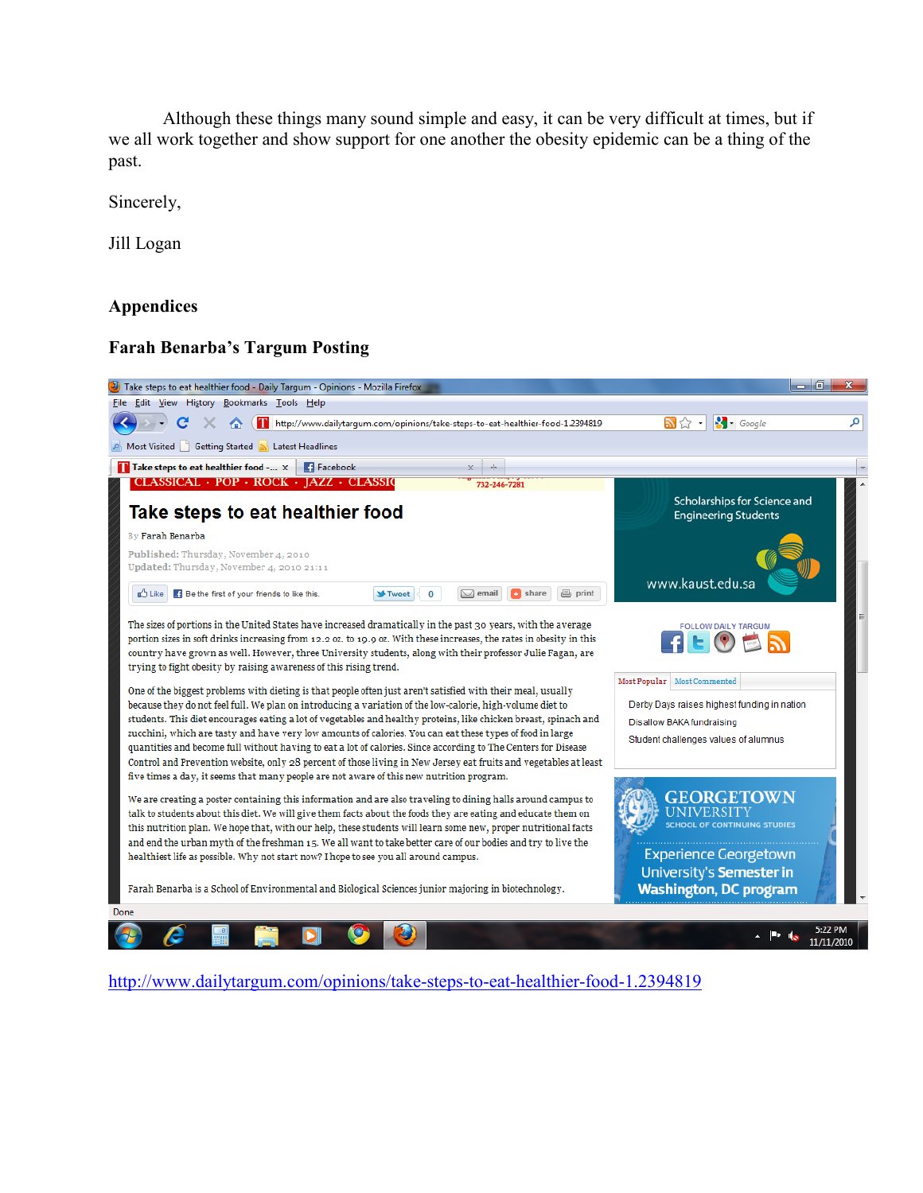Although these things many sound simple and easy, it can be very difficult at times, but if we all work together and show support for one another the obesity epidemic can be a thing of the past.

Sincerely,

Jill Logan

## Appendices

### Farah Benarba's Targum Posting

Take steps to eat healthier food - Daily Targum - Opinions - Mozilla Firefox

http://www.dailytargum.com/opinions/take-steps-to-eat-healthier-food-1.2394819

# Take steps to eat healthier food

By Farah Benarba

Published: Thursday, November 4, 2010
Updated: Thursday, November 4, 2010 21:11

The sizes of portions in the United States have increased dramatically in the past 30 years, with the average portion sizes in soft drinks increasing from 12.2 oz. to 19.9 oz. With these increases, the rates in obesity in this country have grown as well. However, three University students, along with their professor Julie Fagan, are trying to fight obesity by raising awareness of this rising trend.

One of the biggest problems with dieting is that people often just aren't satisfied with their meal, usually because they do not feel full. We plan on introducing a variation of the low-calorie, high-volume diet to students. This diet encourages eating a lot of vegetables and healthy proteins, like chicken breast, spinach and zucchini, which are tasty and have very low amounts of calories. You can eat these types of food in large quantities and become full without having to eat a lot of calories. Since according to The Centers for Disease Control and Prevention website, only 28 percent of those living in New Jersey eat fruits and vegetables at least five times a day, it seems that many people are not aware of this new nutrition program.

We are creating a poster containing this information and are also traveling to dining halls around campus to talk to students about this diet. We will give them facts about the foods they are eating and educate them on this nutrition plan. We hope that, with our help, these students will learn some new, proper nutritional facts and end the urban myth of the freshman 15. We all want to take better care of our bodies and try to live the healthiest life as possible. Why not start now? I hope to see you all around campus.

Farah Benarba is a School of Environmental and Biological Sciences junior majoring in biotechnology.

http://www.dailytargum.com/opinions/take-steps-to-eat-healthier-food-1.2394819